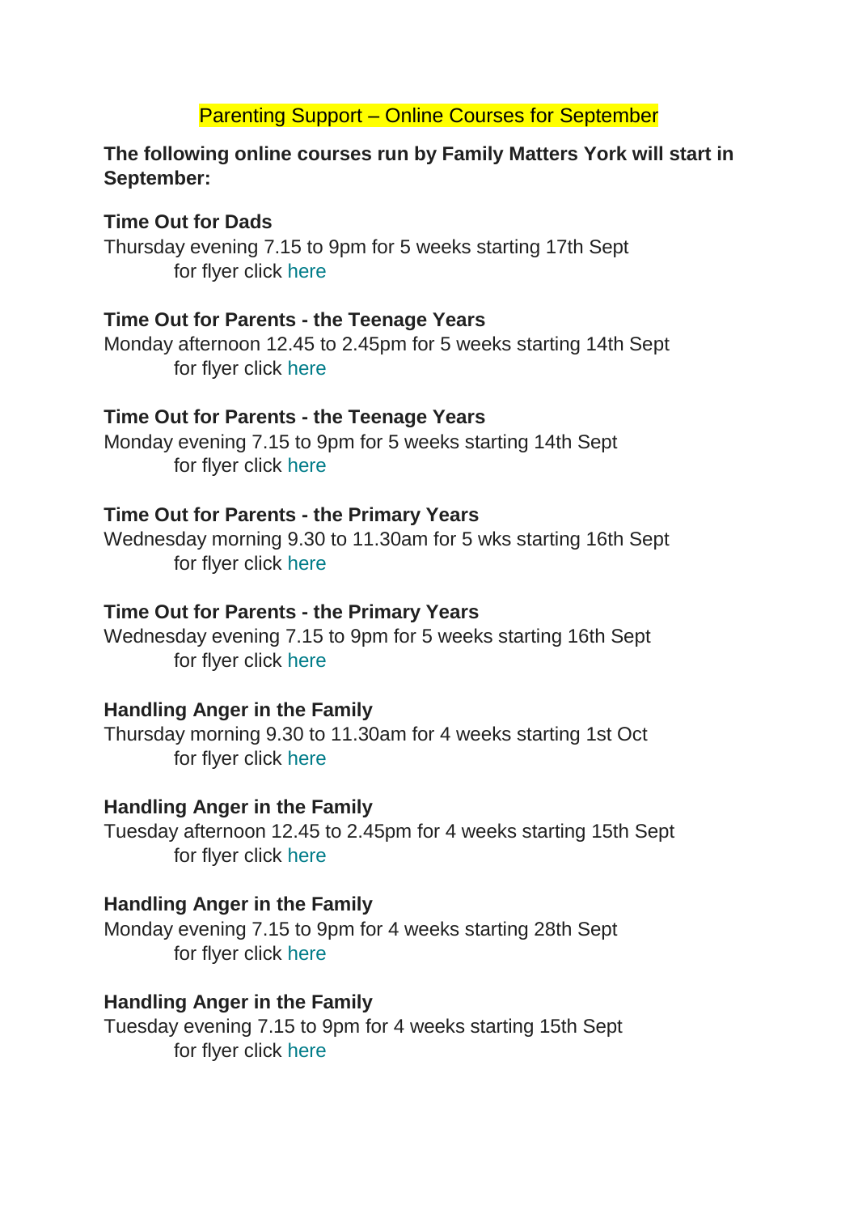# Parenting Support – Online Courses for September

**The following online courses run by Family Matters York will start in September:**

**Time Out for Dads**
Thursday evening 7.15 to 9pm for 5 weeks starting 17th Sept
for flyer click here

**Time Out for Parents - the Teenage Years**
Monday afternoon 12.45 to 2.45pm for 5 weeks starting 14th Sept
for flyer click here

**Time Out for Parents - the Teenage Years**
Monday evening 7.15 to 9pm for 5 weeks starting 14th Sept
for flyer click here

**Time Out for Parents - the Primary Years**
Wednesday morning 9.30 to 11.30am for 5 wks starting 16th Sept
for flyer click here

**Time Out for Parents - the Primary Years**
Wednesday evening 7.15 to 9pm for 5 weeks starting 16th Sept
for flyer click here

**Handling Anger in the Family**
Thursday morning 9.30 to 11.30am for 4 weeks starting 1st Oct
for flyer click here

**Handling Anger in the Family**
Tuesday afternoon 12.45 to 2.45pm for 4 weeks starting 15th Sept
for flyer click here

**Handling Anger in the Family**
Monday evening 7.15 to 9pm for 4 weeks starting 28th Sept
for flyer click here

**Handling Anger in the Family**
Tuesday evening 7.15 to 9pm for 4 weeks starting 15th Sept
for flyer click here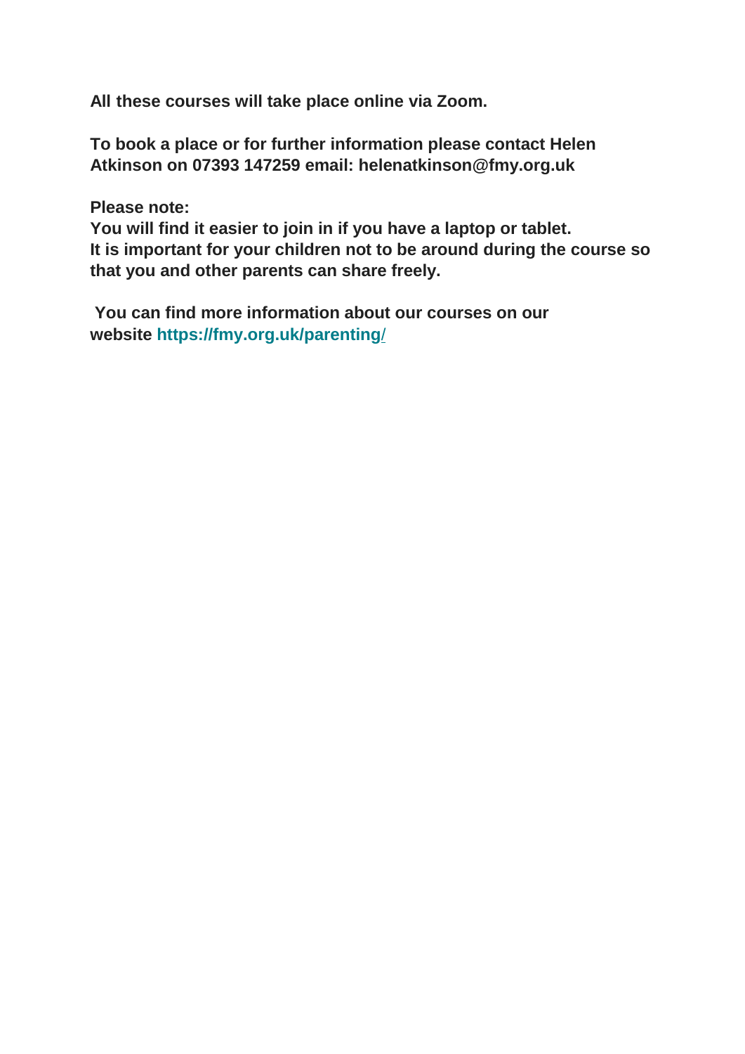**All these courses will take place online via Zoom.**

**To book a place or for further information please contact Helen Atkinson on 07393 147259 email: helenatkinson@fmy.org.uk**

**Please note:**
**You will find it easier to join in if you have a laptop or tablet.**
**It is important for your children not to be around during the course so that you and other parents can share freely.**

**You can find more information about our courses on our website https://fmy.org.uk/parenting/**